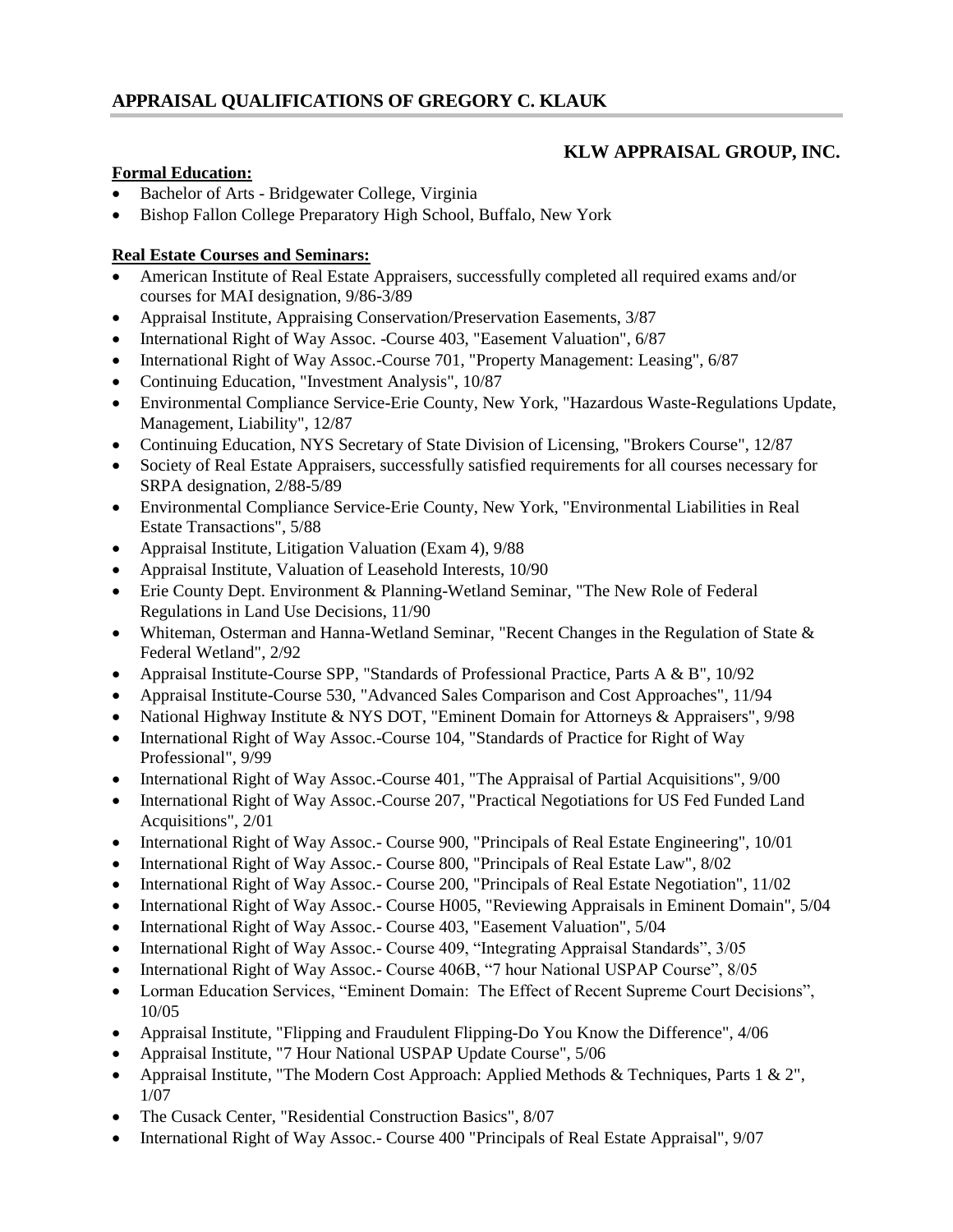## APPRAISAL QUALIFICATIONS OF GREGORY C. KLAUK

### KLW APPRAISAL GROUP, INC.

**Formal Education:**

- Bachelor of Arts - Bridgewater College, Virginia
- Bishop Fallon College Preparatory High School, Buffalo, New York

**Real Estate Courses and Seminars:**

- American Institute of Real Estate Appraisers, successfully completed all required exams and/or courses for MAI designation, 9/86-3/89
- Appraisal Institute, Appraising Conservation/Preservation Easements, 3/87
- International Right of Way Assoc. -Course 403, "Easement Valuation", 6/87
- International Right of Way Assoc.-Course 701, "Property Management: Leasing", 6/87
- Continuing Education, "Investment Analysis", 10/87
- Environmental Compliance Service-Erie County, New York, "Hazardous Waste-Regulations Update, Management, Liability", 12/87
- Continuing Education, NYS Secretary of State Division of Licensing, "Brokers Course", 12/87
- Society of Real Estate Appraisers, successfully satisfied requirements for all courses necessary for SRPA designation, 2/88-5/89
- Environmental Compliance Service-Erie County, New York, "Environmental Liabilities in Real Estate Transactions", 5/88
- Appraisal Institute, Litigation Valuation (Exam 4), 9/88
- Appraisal Institute, Valuation of Leasehold Interests, 10/90
- Erie County Dept. Environment & Planning-Wetland Seminar, "The New Role of Federal Regulations in Land Use Decisions, 11/90
- Whiteman, Osterman and Hanna-Wetland Seminar, "Recent Changes in the Regulation of State & Federal Wetland", 2/92
- Appraisal Institute-Course SPP, "Standards of Professional Practice, Parts A & B", 10/92
- Appraisal Institute-Course 530, "Advanced Sales Comparison and Cost Approaches", 11/94
- National Highway Institute & NYS DOT, "Eminent Domain for Attorneys & Appraisers", 9/98
- International Right of Way Assoc.-Course 104, "Standards of Practice for Right of Way Professional", 9/99
- International Right of Way Assoc.-Course 401, "The Appraisal of Partial Acquisitions", 9/00
- International Right of Way Assoc.-Course 207, "Practical Negotiations for US Fed Funded Land Acquisitions", 2/01
- International Right of Way Assoc.- Course 900, "Principals of Real Estate Engineering", 10/01
- International Right of Way Assoc.- Course 800, "Principals of Real Estate Law", 8/02
- International Right of Way Assoc.- Course 200, "Principals of Real Estate Negotiation", 11/02
- International Right of Way Assoc.- Course H005, "Reviewing Appraisals in Eminent Domain", 5/04
- International Right of Way Assoc.- Course 403, "Easement Valuation", 5/04
- International Right of Way Assoc.- Course 409, "Integrating Appraisal Standards", 3/05
- International Right of Way Assoc.- Course 406B, "7 hour National USPAP Course", 8/05
- Lorman Education Services, "Eminent Domain: The Effect of Recent Supreme Court Decisions", 10/05
- Appraisal Institute, "Flipping and Fraudulent Flipping-Do You Know the Difference", 4/06
- Appraisal Institute, "7 Hour National USPAP Update Course", 5/06
- Appraisal Institute, "The Modern Cost Approach: Applied Methods & Techniques, Parts 1 & 2", 1/07
- The Cusack Center, "Residential Construction Basics", 8/07
- International Right of Way Assoc.- Course 400 "Principals of Real Estate Appraisal", 9/07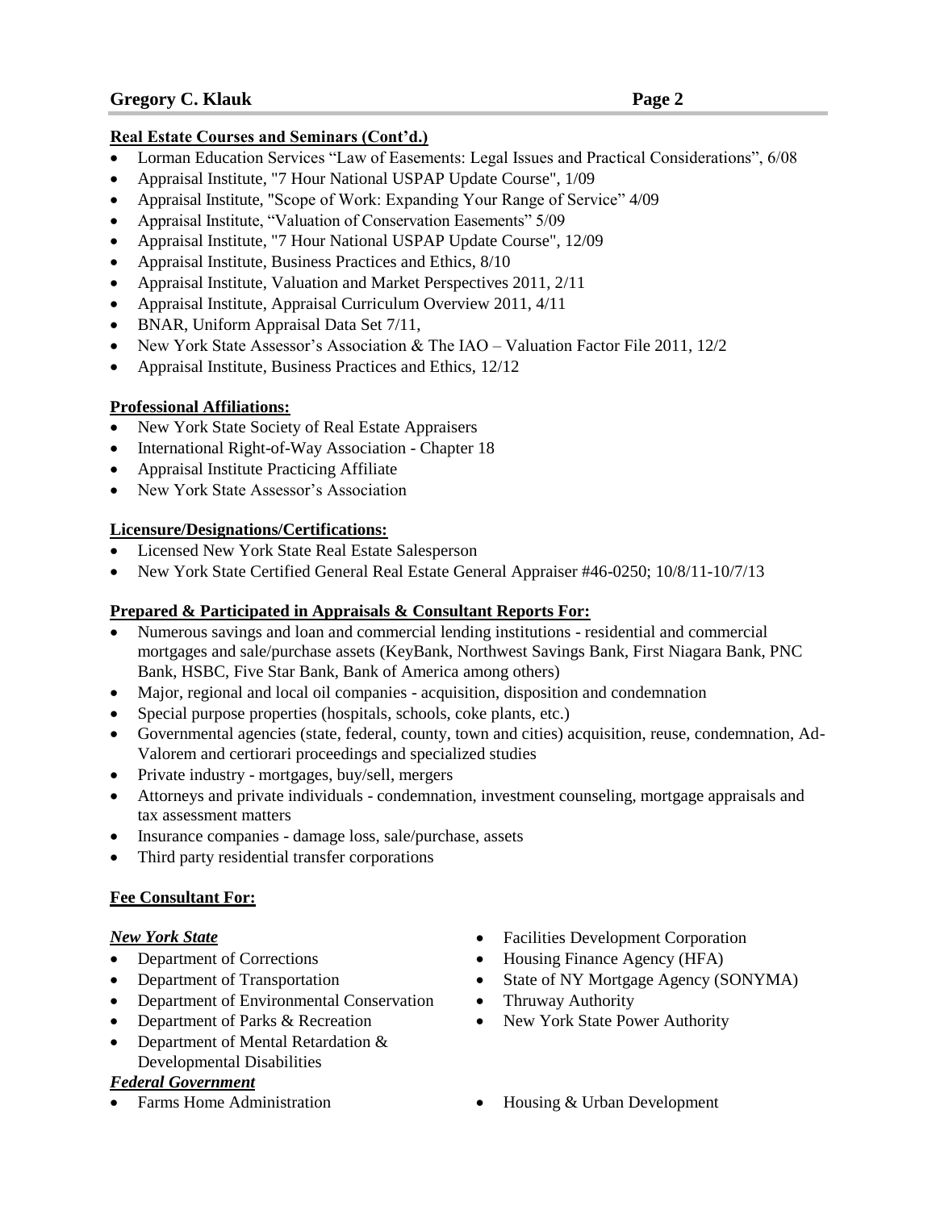**Real Estate Courses and Seminars (Cont'd.)**

- Lorman Education Services "Law of Easements: Legal Issues and Practical Considerations", 6/08
- Appraisal Institute, "7 Hour National USPAP Update Course", 1/09
- Appraisal Institute, "Scope of Work: Expanding Your Range of Service" 4/09
- Appraisal Institute, "Valuation of Conservation Easements" 5/09
- Appraisal Institute, "7 Hour National USPAP Update Course", 12/09
- Appraisal Institute, Business Practices and Ethics, 8/10
- Appraisal Institute, Valuation and Market Perspectives 2011, 2/11
- Appraisal Institute, Appraisal Curriculum Overview 2011, 4/11
- BNAR, Uniform Appraisal Data Set 7/11,
- New York State Assessor's Association & The IAO – Valuation Factor File 2011, 12/2
- Appraisal Institute, Business Practices and Ethics, 12/12

**Professional Affiliations:**

- New York State Society of Real Estate Appraisers
- International Right-of-Way Association - Chapter 18
- Appraisal Institute Practicing Affiliate
- New York State Assessor's Association

**Licensure/Designations/Certifications:**

- Licensed New York State Real Estate Salesperson
- New York State Certified General Real Estate General Appraiser #46-0250; 10/8/11-10/7/13

**Prepared & Participated in Appraisals & Consultant Reports For:**

- Numerous savings and loan and commercial lending institutions - residential and commercial mortgages and sale/purchase assets (KeyBank, Northwest Savings Bank, First Niagara Bank, PNC Bank, HSBC, Five Star Bank, Bank of America among others)
- Major, regional and local oil companies - acquisition, disposition and condemnation
- Special purpose properties (hospitals, schools, coke plants, etc.)
- Governmental agencies (state, federal, county, town and cities) acquisition, reuse, condemnation, Ad-Valorem and certiorari proceedings and specialized studies
- Private industry - mortgages, buy/sell, mergers
- Attorneys and private individuals - condemnation, investment counseling, mortgage appraisals and tax assessment matters
- Insurance companies - damage loss, sale/purchase, assets
- Third party residential transfer corporations

**Fee Consultant For:**

***New York State***

- Department of Corrections
- Department of Transportation
- Department of Environmental Conservation
- Department of Parks & Recreation
- Department of Mental Retardation & Developmental Disabilities
- Facilities Development Corporation
- Housing Finance Agency (HFA)
- State of NY Mortgage Agency (SONYMA)
- Thruway Authority
- New York State Power Authority

***Federal Government***

- Farms Home Administration
- Housing & Urban Development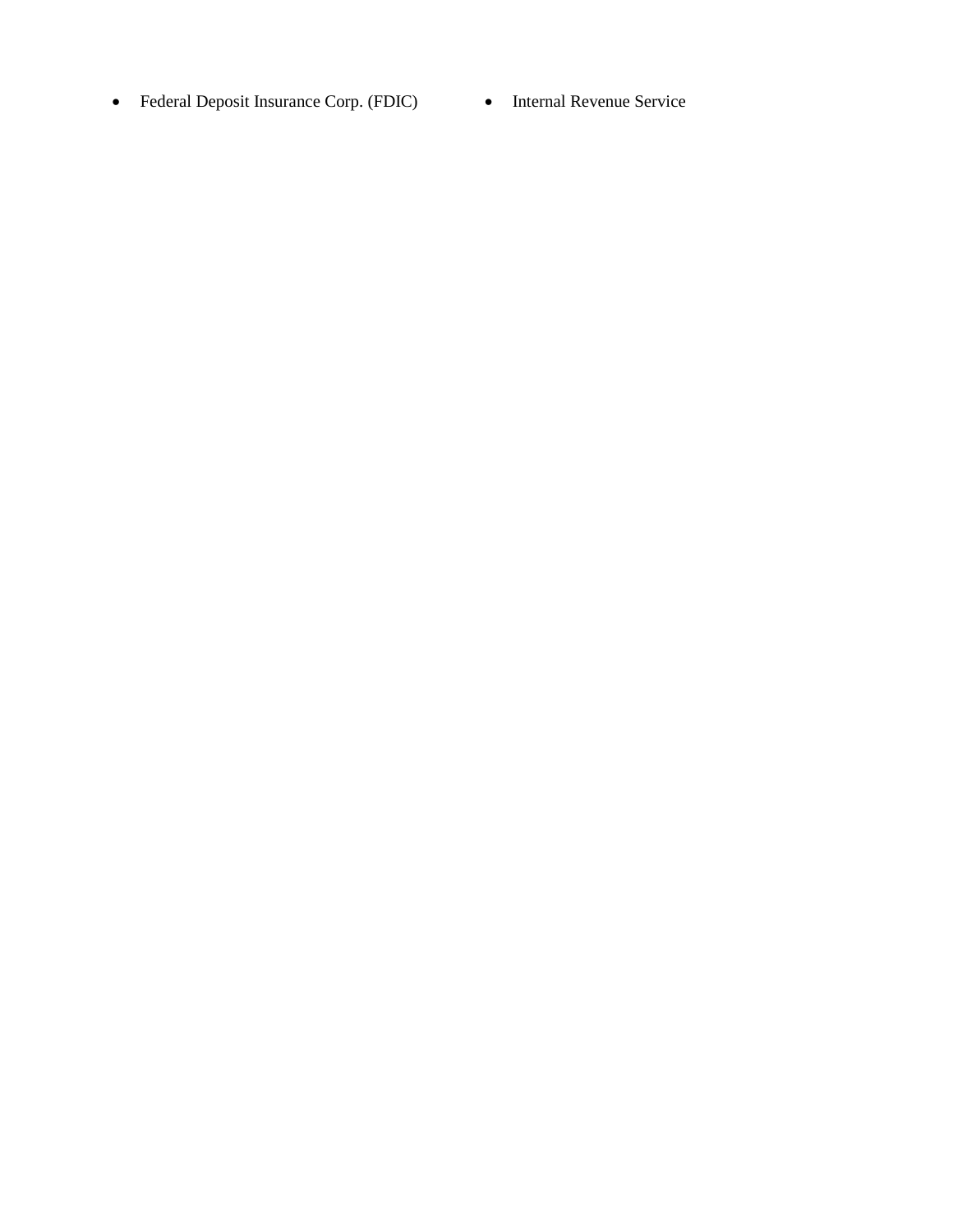- Federal Deposit Insurance Corp. (FDIC)
- Internal Revenue Service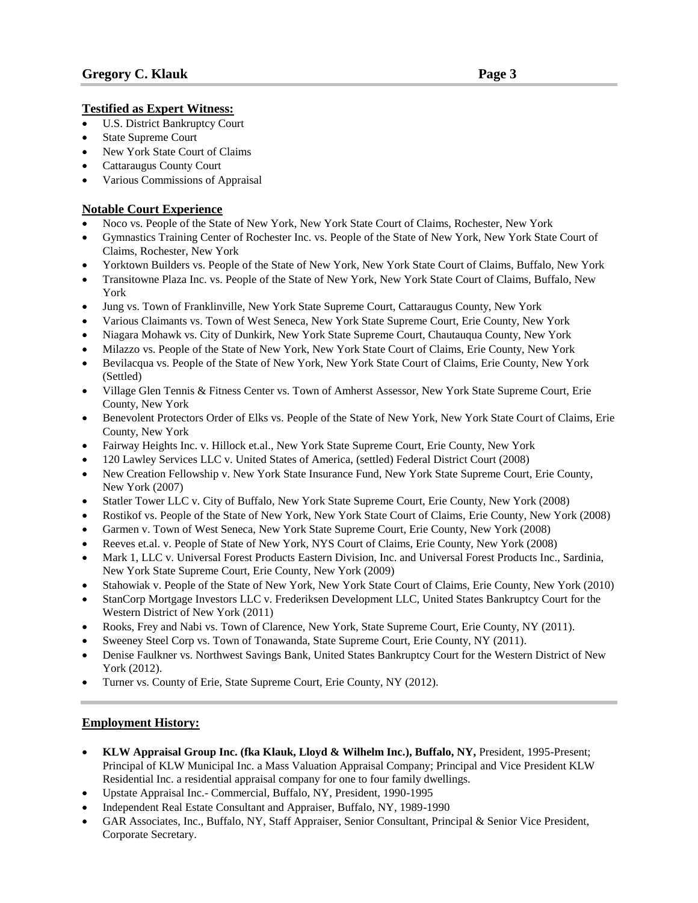**Testified as Expert Witness:**

- U.S. District Bankruptcy Court
- State Supreme Court
- New York State Court of Claims
- Cattaraugus County Court
- Various Commissions of Appraisal

**Notable Court Experience**

- Noco vs. People of the State of New York, New York State Court of Claims, Rochester, New York
- Gymnastics Training Center of Rochester Inc. vs. People of the State of New York, New York State Court of Claims, Rochester, New York
- Yorktown Builders vs. People of the State of New York, New York State Court of Claims, Buffalo, New York
- Transitowne Plaza Inc. vs. People of the State of New York, New York State Court of Claims, Buffalo, New York
- Jung vs. Town of Franklinville, New York State Supreme Court, Cattaraugus County, New York
- Various Claimants vs. Town of West Seneca, New York State Supreme Court, Erie County, New York
- Niagara Mohawk vs. City of Dunkirk, New York State Supreme Court, Chautauqua County, New York
- Milazzo vs. People of the State of New York, New York State Court of Claims, Erie County, New York
- Bevilacqua vs. People of the State of New York, New York State Court of Claims, Erie County, New York (Settled)
- Village Glen Tennis & Fitness Center vs. Town of Amherst Assessor, New York State Supreme Court, Erie County, New York
- Benevolent Protectors Order of Elks vs. People of the State of New York, New York State Court of Claims, Erie County, New York
- Fairway Heights Inc. v. Hillock et.al., New York State Supreme Court, Erie County, New York
- 120 Lawley Services LLC v. United States of America, (settled) Federal District Court (2008)
- New Creation Fellowship v. New York State Insurance Fund, New York State Supreme Court, Erie County, New York (2007)
- Statler Tower LLC v. City of Buffalo, New York State Supreme Court, Erie County, New York (2008)
- Rostikof vs. People of the State of New York, New York State Court of Claims, Erie County, New York (2008)
- Garmen v. Town of West Seneca, New York State Supreme Court, Erie County, New York (2008)
- Reeves et.al. v. People of State of New York, NYS Court of Claims, Erie County, New York (2008)
- Mark 1, LLC v. Universal Forest Products Eastern Division, Inc. and Universal Forest Products Inc., Sardinia, New York State Supreme Court, Erie County, New York (2009)
- Stahowiak v. People of the State of New York, New York State Court of Claims, Erie County, New York (2010)
- StanCorp Mortgage Investors LLC v. Frederiksen Development LLC, United States Bankruptcy Court for the Western District of New York (2011)
- Rooks, Frey and Nabi vs. Town of Clarence, New York, State Supreme Court, Erie County, NY (2011).
- Sweeney Steel Corp vs. Town of Tonawanda, State Supreme Court, Erie County, NY (2011).
- Denise Faulkner vs. Northwest Savings Bank, United States Bankruptcy Court for the Western District of New York (2012).
- Turner vs. County of Erie, State Supreme Court, Erie County, NY (2012).

**Employment History:**

- **KLW Appraisal Group Inc. (fka Klauk, Lloyd & Wilhelm Inc.), Buffalo, NY,** President, 1995-Present; Principal of KLW Municipal Inc. a Mass Valuation Appraisal Company; Principal and Vice President KLW Residential Inc. a residential appraisal company for one to four family dwellings.
- Upstate Appraisal Inc.- Commercial, Buffalo, NY, President, 1990-1995
- Independent Real Estate Consultant and Appraiser, Buffalo, NY, 1989-1990
- GAR Associates, Inc., Buffalo, NY, Staff Appraiser, Senior Consultant, Principal & Senior Vice President, Corporate Secretary.